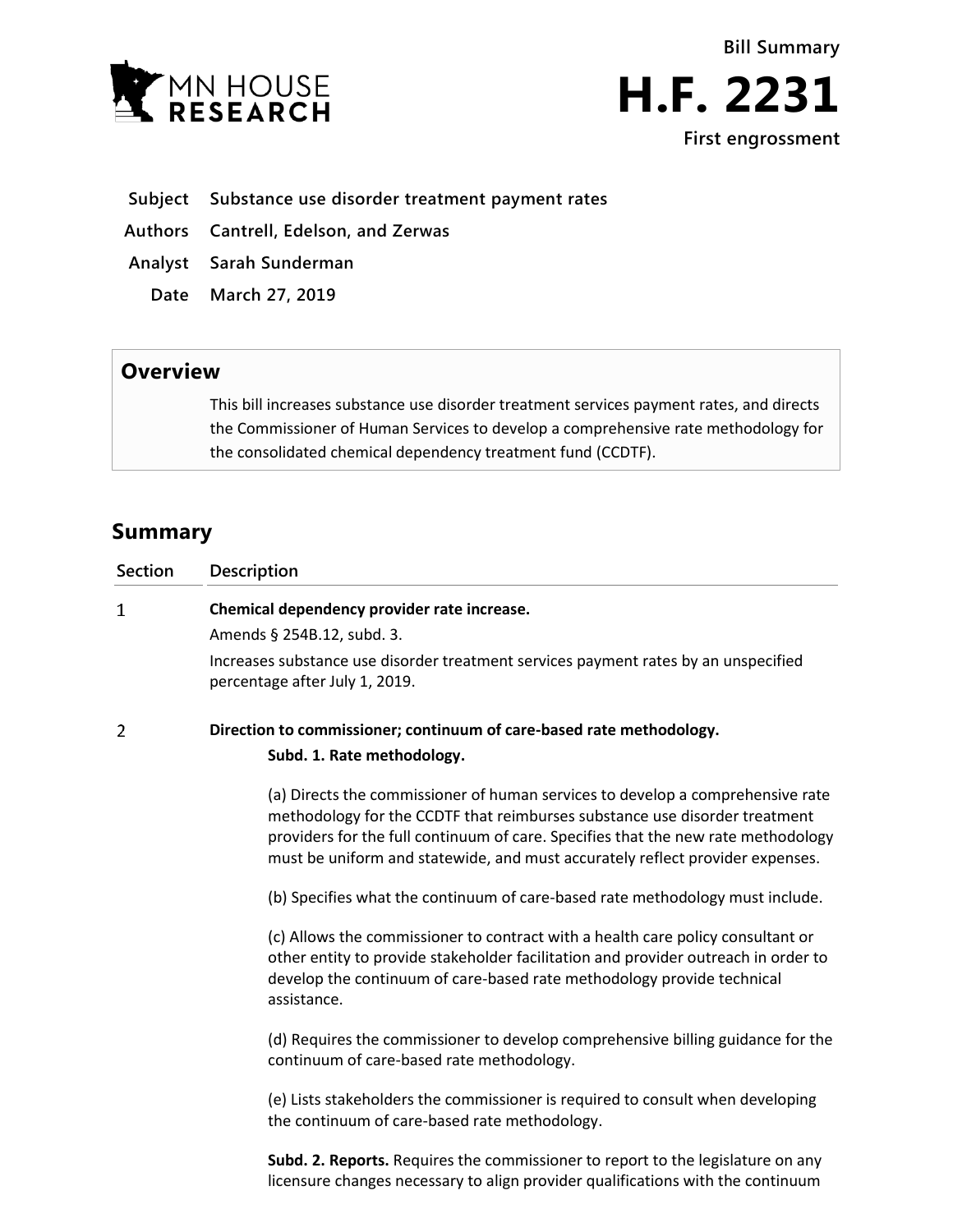MN HOUSE RESEARCH

**Bill Summary**

# H.F. 2231

**First engrossment**

| | |
|---|---|
| **Subject** | **Substance use disorder treatment payment rates** |
| **Authors** | **Cantrell, Edelson, and Zerwas** |
| **Analyst** | **Sarah Sunderman** |
| **Date** | **March 27, 2019** |

## Overview

This bill increases substance use disorder treatment services payment rates, and directs the Commissioner of Human Services to develop a comprehensive rate methodology for the consolidated chemical dependency treatment fund (CCDTF).

## Summary

| Section | Description |
|---|---|
| 1 | **Chemical dependency provider rate increase.**<br>Amends § 254B.12, subd. 3.<br>Increases substance use disorder treatment services payment rates by an unspecified percentage after July 1, 2019. |
| 2 | **Direction to commissioner; continuum of care-based rate methodology.**<br>**Subd. 1. Rate methodology.**<br>(a) Directs the commissioner of human services to develop a comprehensive rate methodology for the CCDTF that reimburses substance use disorder treatment providers for the full continuum of care. Specifies that the new rate methodology must be uniform and statewide, and must accurately reflect provider expenses.<br>(b) Specifies what the continuum of care-based rate methodology must include.<br>(c) Allows the commissioner to contract with a health care policy consultant or other entity to provide stakeholder facilitation and provider outreach in order to develop the continuum of care-based rate methodology provide technical assistance.<br>(d) Requires the commissioner to develop comprehensive billing guidance for the continuum of care-based rate methodology.<br>(e) Lists stakeholders the commissioner is required to consult when developing the continuum of care-based rate methodology.<br>**Subd. 2. Reports.** Requires the commissioner to report to the legislature on any licensure changes necessary to align provider qualifications with the continuum |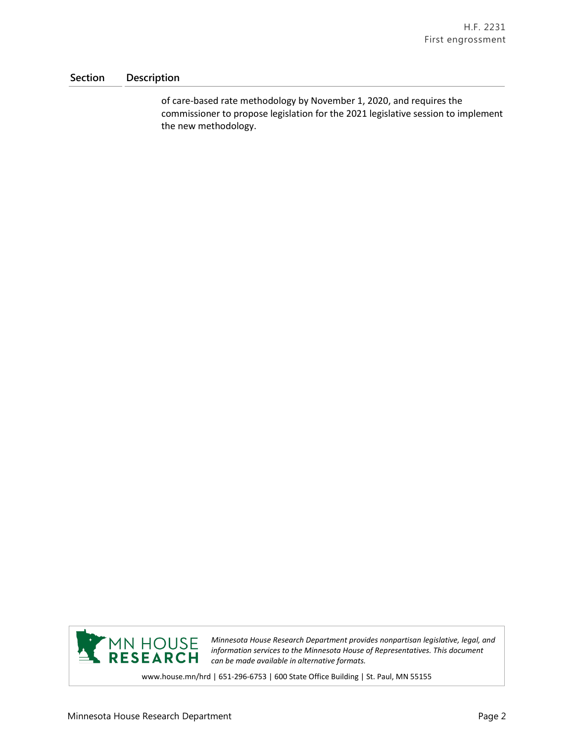| Section | Description |
|---|---|
| | of care-based rate methodology by November 1, 2020, and requires the commissioner to propose legislation for the 2021 legislative session to implement the new methodology. |

MN HOUSE RESEARCH

*Minnesota House Research Department provides nonpartisan legislative, legal, and information services to the Minnesota House of Representatives. This document can be made available in alternative formats.*

www.house.mn/hrd | 651-296-6753 | 600 State Office Building | St. Paul, MN 55155